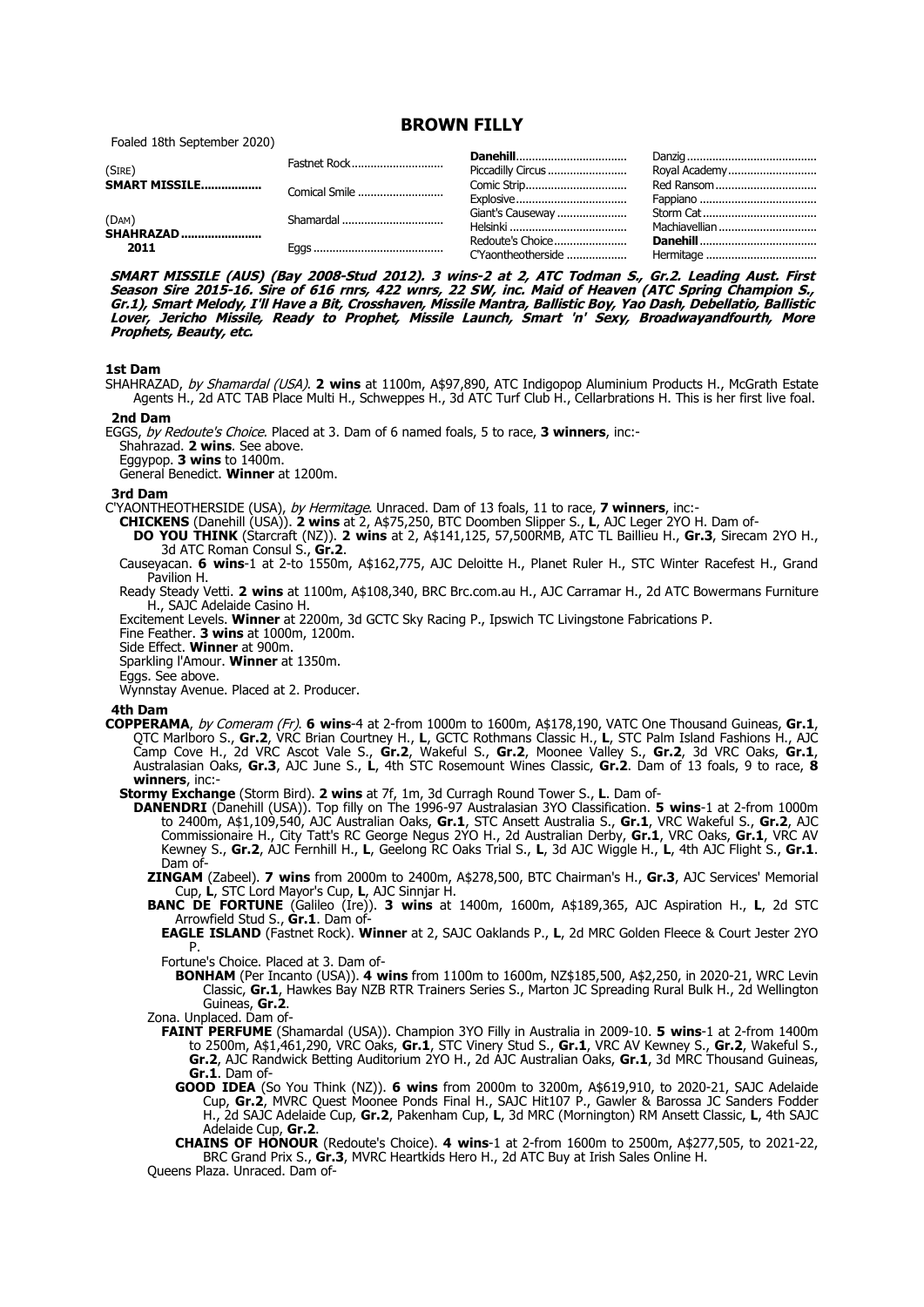# BROWN FILLY

Foaled 18th September 2020)

| | | | |
|---|---|---|---|
| (SIRE) **SMART MISSILE** | Fastnet Rock | **Danehill** | Danzig |
| | | Piccadilly Circus | Royal Academy |
| | Comical Smile | Comic Strip | Red Ransom |
| | | Explosive | Fappiano |
| (DAM) **SHAHRAZAD 2011** | Shamardal | Giant's Causeway | Storm Cat |
| | | Helsinki | Machiavellian |
| | Eggs | Redoute's Choice | **Danehill** |
| | | C'Yaontheotherside | Hermitage |

***SMART MISSILE (AUS) (Bay 2008-Stud 2012). 3 wins-2 at 2, ATC Todman S., Gr.2. Leading Aust. First Season Sire 2015-16. Sire of 616 rnrs, 422 wnrs, 22 SW, inc. Maid of Heaven (ATC Spring Champion S., Gr.1), Smart Melody, I'll Have a Bit, Crosshaven, Missile Mantra, Ballistic Boy, Yao Dash, Debellatio, Ballistic Lover, Jericho Missile, Ready to Prophet, Missile Launch, Smart 'n' Sexy, Broadwayandfourth, More Prophets, Beauty, etc.***

### 1st Dam

SHAHRAZAD, *by Shamardal (USA)*. **2 wins** at 1100m, A$97,890, ATC Indigopop Aluminium Products H., McGrath Estate Agents H., 2d ATC TAB Place Multi H., Schweppes H., 3d ATC Turf Club H., Cellarbrations H. This is her first live foal.

### 2nd Dam

EGGS, *by Redoute's Choice*. Placed at 3. Dam of 6 named foals, 5 to race, **3 winners**, inc:-

Shahrazad. **2 wins**. See above.

Eggypop. **3 wins** to 1400m.

General Benedict. **Winner** at 1200m.

### 3rd Dam

C'YAONTHEOTHERSIDE (USA), *by Hermitage*. Unraced. Dam of 13 foals, 11 to race, **7 winners**, inc:-

**CHICKENS** (Danehill (USA)). **2 wins** at 2, A$75,250, BTC Doomben Slipper S., **L**, AJC Leger 2YO H. Dam of-

**DO YOU THINK** (Starcraft (NZ)). **2 wins** at 2, A$141,125, 57,500RMB, ATC TL Baillieu H., **Gr.3**, Sirecam 2YO H., 3d ATC Roman Consul S., **Gr.2**.

Causeyacan. **6 wins**-1 at 2-to 1550m, A$162,775, AJC Deloitte H., Planet Ruler H., STC Winter Racefest H., Grand Pavilion H.

Ready Steady Vetti. **2 wins** at 1100m, A$108,340, BRC Brc.com.au H., AJC Carramar H., 2d ATC Bowermans Furniture H., SAJC Adelaide Casino H.

Excitement Levels. **Winner** at 2200m, 3d GCTC Sky Racing P., Ipswich TC Livingstone Fabrications P.

Fine Feather. **3 wins** at 1000m, 1200m.

Side Effect. **Winner** at 900m.

Sparkling l'Amour. **Winner** at 1350m.

Eggs. See above.

Wynnstay Avenue. Placed at 2. Producer.

### 4th Dam

**COPPERAMA**, *by Comeram (Fr)*. **6 wins**-4 at 2-from 1000m to 1600m, A$178,190, VATC One Thousand Guineas, **Gr.1**, QTC Marlboro S., **Gr.2**, VRC Brian Courtney H., **L**, GCTC Rothmans Classic H., **L**, STC Palm Island Fashions H., AJC Camp Cove H., 2d VRC Ascot Vale S., **Gr.2**, Wakeful S., **Gr.2**, Moonee Valley S., **Gr.2**, 3d VRC Oaks, **Gr.1**, Australasian Oaks, **Gr.3**, AJC June S., **L**, 4th STC Rosemount Wines Classic, **Gr.2**. Dam of 13 foals, 9 to race, **8 winners**, inc:-

**Stormy Exchange** (Storm Bird). **2 wins** at 7f, 1m, 3d Curragh Round Tower S., **L**. Dam of-

**DANENDRI** (Danehill (USA)). Top filly on The 1996-97 Australasian 3YO Classification. **5 wins**-1 at 2-from 1000m to 2400m, A$1,109,540, AJC Australian Oaks, **Gr.1**, STC Ansett Australia S., **Gr.1**, VRC Wakeful S., **Gr.2**, AJC Commissionaire H., City Tatt's RC George Negus 2YO H., 2d Australian Derby, **Gr.1**, VRC Oaks, **Gr.1**, VRC AV Kewney S., **Gr.2**, AJC Fernhill H., **L**, Geelong RC Oaks Trial S., **L**, 3d AJC Wiggle H., **L**, 4th AJC Flight S., **Gr.1**. Dam of-

**ZINGAM** (Zabeel). **7 wins** from 2000m to 2400m, A$278,500, BTC Chairman's H., **Gr.3**, AJC Services' Memorial Cup, **L**, STC Lord Mayor's Cup, **L**, AJC Sinnjar H.

**BANC DE FORTUNE** (Galileo (Ire)). **3 wins** at 1400m, 1600m, A$189,365, AJC Aspiration H., **L**, 2d STC Arrowfield Stud S., **Gr.1**. Dam of-

**EAGLE ISLAND** (Fastnet Rock). **Winner** at 2, SAJC Oaklands P., **L**, 2d MRC Golden Fleece & Court Jester 2YO P.

Fortune's Choice. Placed at 3. Dam of-

**BONHAM** (Per Incanto (USA)). **4 wins** from 1100m to 1600m, NZ$185,500, A$2,250, in 2020-21, WRC Levin Classic, **Gr.1**, Hawkes Bay NZB RTR Trainers Series S., Marton JC Spreading Rural Bulk H., 2d Wellington Guineas, **Gr.2**.

Zona. Unplaced. Dam of-

**FAINT PERFUME** (Shamardal (USA)). Champion 3YO Filly in Australia in 2009-10. **5 wins**-1 at 2-from 1400m to 2500m, A$1,461,290, VRC Oaks, **Gr.1**, STC Vinery Stud S., **Gr.1**, VRC AV Kewney S., **Gr.2**, Wakeful S., **Gr.2**, AJC Randwick Betting Auditorium 2YO H., 2d AJC Australian Oaks, **Gr.1**, 3d MRC Thousand Guineas, **Gr.1**. Dam of-

**GOOD IDEA** (So You Think (NZ)). **6 wins** from 2000m to 3200m, A$619,910, to 2020-21, SAJC Adelaide Cup, **Gr.2**, MVRC Quest Moonee Ponds Final H., SAJC Hit107 P., Gawler & Barossa JC Sanders Fodder H., 2d SAJC Adelaide Cup, **Gr.2**, Pakenham Cup, **L**, 3d MRC (Mornington) RM Ansett Classic, **L**, 4th SAJC Adelaide Cup, **Gr.2**.

**CHAINS OF HONOUR** (Redoute's Choice). **4 wins**-1 at 2-from 1600m to 2500m, A$277,505, to 2021-22, BRC Grand Prix S., **Gr.3**, MVRC Heartkids Hero H., 2d ATC Buy at Irish Sales Online H.

Queens Plaza. Unraced. Dam of-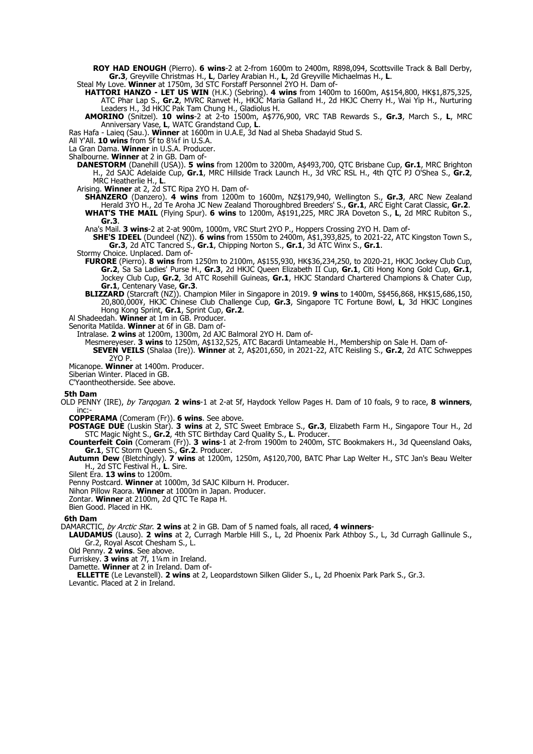**ROY HAD ENOUGH** (Pierro). **6 wins**-2 at 2-from 1600m to 2400m, R898,094, Scottsville Track & Ball Derby, **Gr.3**, Greyville Christmas H., **L**, Darley Arabian H., **L**, 2d Greyville Michaelmas H., **L**.

Steal My Love. **Winner** at 1750m, 3d STC Forstaff Personnel 2YO H. Dam of-

**HATTORI HANZO - LET US WIN** (H.K.) (Sebring). **4 wins** from 1400m to 1600m, A$154,800, HK$1,875,325, ATC Phar Lap S., **Gr.2**, MVRC Ranvet H., HKJC Maria Galland H., 2d HKJC Cherry H., Wai Yip H., Nurturing Leaders H., 3d HKJC Pak Tam Chung H., Gladiolus H.

**AMORINO** (Snitzel). **10 wins**-2 at 2-to 1500m, A$776,900, VRC TAB Rewards S., **Gr.3**, March S., **L**, MRC Anniversary Vase, **L**, WATC Grandstand Cup, **L**.

Ras Hafa - Laieq (Sau.). **Winner** at 1600m in U.A.E, 3d Nad al Sheba Shadayid Stud S.

All Y'All. **10 wins** from 5f to 8¼f in U.S.A.

La Gran Dama. **Winner** in U.S.A. Producer.

Shalbourne. **Winner** at 2 in GB. Dam of-

**DANESTORM** (Danehill (USA)). **5 wins** from 1200m to 3200m, A$493,700, QTC Brisbane Cup, **Gr.1**, MRC Brighton H., 2d SAJC Adelaide Cup, **Gr.1**, MRC Hillside Track Launch H., 3d VRC RSL H., 4th QTC PJ O'Shea S., **Gr.2**, MRC Heatherlie H., **L**.

Arising. **Winner** at 2, 2d STC Ripa 2YO H. Dam of-

**SHANZERO** (Danzero). **4 wins** from 1200m to 1600m, NZ$179,940, Wellington S., **Gr.3**, ARC New Zealand Herald 3YO H., 2d Te Aroha JC New Zealand Thoroughbred Breeders' S., **Gr.1**, ARC Eight Carat Classic, **Gr.2**.

**WHAT'S THE MAIL** (Flying Spur). **6 wins** to 1200m, A$191,225, MRC JRA Doveton S., **L**, 2d MRC Rubiton S., **Gr.3**.

Ana's Mail. **3 wins**-2 at 2-at 900m, 1000m, VRC Sturt 2YO P., Hoppers Crossing 2YO H. Dam of-

**SHE'S IDEEL** (Dundeel (NZ)). **6 wins** from 1550m to 2400m, A$1,393,825, to 2021-22, ATC Kingston Town S., **Gr.3**, 2d ATC Tancred S., **Gr.1**, Chipping Norton S., **Gr.1**, 3d ATC Winx S., **Gr.1**.

Stormy Choice. Unplaced. Dam of-

**FURORE** (Pierro). **8 wins** from 1250m to 2100m, A$155,930, HK$36,234,250, to 2020-21, HKJC Jockey Club Cup, **Gr.2**, Sa Sa Ladies' Purse H., **Gr.3**, 2d HKJC Queen Elizabeth II Cup, **Gr.1**, Citi Hong Kong Gold Cup, **Gr.1**, Jockey Club Cup, **Gr.2**, 3d ATC Rosehill Guineas, **Gr.1**, HKJC Standard Chartered Champions & Chater Cup, **Gr.1**, Centenary Vase, **Gr.3**.

**BLIZZARD** (Starcraft (NZ)). Champion Miler in Singapore in 2019. **9 wins** to 1400m, S$456,868, HK$15,686,150, 20,800,000¥, HKJC Chinese Club Challenge Cup, **Gr.3**, Singapore TC Fortune Bowl, **L**, 3d HKJC Longines Hong Kong Sprint, **Gr.1**, Sprint Cup, **Gr.2**.

Al Shadeedah. **Winner** at 1m in GB. Producer.

Senorita Matilda. **Winner** at 6f in GB. Dam of-

Intralase. **2 wins** at 1200m, 1300m, 2d AJC Balmoral 2YO H. Dam of-

Mesmereyeser. **3 wins** to 1250m, A$132,525, ATC Bacardi Untameable H., Membership on Sale H. Dam of-

**SEVEN VEILS** (Shalaa (Ire)). **Winner** at 2, A$201,650, in 2021-22, ATC Reisling S., **Gr.2**, 2d ATC Schweppes 2YO P.

Micanope. **Winner** at 1400m. Producer.

Siberian Winter. Placed in GB.

C'Yaontheotherside. See above.

### 5th Dam

OLD PENNY (IRE), *by Tarqogan*. **2 wins**-1 at 2-at 5f, Haydock Yellow Pages H. Dam of 10 foals, 9 to race, **8 winners**, inc:-

**COPPERAMA** (Comeram (Fr)). **6 wins**. See above.

**POSTAGE DUE** (Luskin Star). **3 wins** at 2, STC Sweet Embrace S., **Gr.3**, Elizabeth Farm H., Singapore Tour H., 2d STC Magic Night S., **Gr.2**, 4th STC Birthday Card Quality S., **L**. Producer.

**Counterfeit Coin** (Comeram (Fr)). **3 wins**-1 at 2-from 1900m to 2400m, STC Bookmakers H., 3d Queensland Oaks, **Gr.1**, STC Storm Queen S., **Gr.2**. Producer.

**Autumn Dew** (Bletchingly). **7 wins** at 1200m, 1250m, A$120,700, BATC Phar Lap Welter H., STC Jan's Beau Welter H., 2d STC Festival H., **L**. Sire.

Silent Era. **13 wins** to 1200m.

Penny Postcard. **Winner** at 1000m, 3d SAJC Kilburn H. Producer.

Nihon Pillow Raora. **Winner** at 1000m in Japan. Producer.

Zontar. **Winner** at 2100m, 2d QTC Te Rapa H.

Bien Good. Placed in HK.

### 6th Dam

DAMARCTIC, *by Arctic Star*. **2 wins** at 2 in GB. Dam of 5 named foals, all raced, **4 winners**-

**LAUDAMUS** (Lauso). **2 wins** at 2, Curragh Marble Hill S., L, 2d Phoenix Park Athboy S., L, 3d Curragh Gallinule S., Gr.2, Royal Ascot Chesham S., L.

Old Penny. **2 wins**. See above.

Furriskey. **3 wins** at 7f, 1¼m in Ireland.

Damette. **Winner** at 2 in Ireland. Dam of-

**ELLETTE** (Le Levanstell). **2 wins** at 2, Leopardstown Silken Glider S., L, 2d Phoenix Park Park S., Gr.3.

Levantic. Placed at 2 in Ireland.